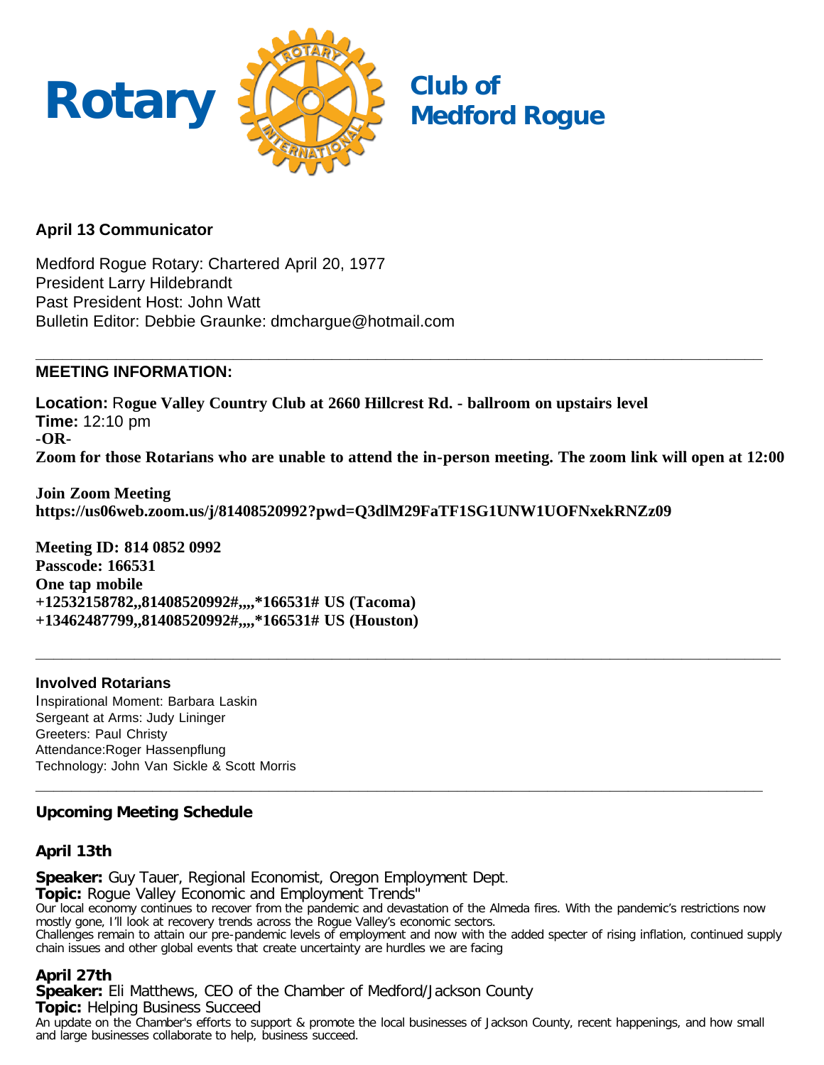# Rotary Club of Medford Rogue

**April 13 Communicator**

Medford Rogue Rotary: Chartered April 20, 1977
President Larry Hildebrandt
Past President Host: John Watt
Bulletin Editor: Debbie Graunke: dmchargue@hotmail.com

---

**MEETING INFORMATION:**

**Location:** **Rogue Valley Country Club at 2660 Hillcrest Rd. - ballroom on upstairs level**
**Time:** 12:10 pm
**-OR-**
**Zoom for those Rotarians who are unable to attend the in-person meeting. The zoom link will open at 12:00**

**Join Zoom Meeting**
**https://us06web.zoom.us/j/81408520992?pwd=Q3dlM29FaTF1SG1UNW1UOFNxekRNZz09**

**Meeting ID: 814 0852 0992**
**Passcode: 166531**
**One tap mobile**
**+12532158782,,81408520992#,,,,*166531# US (Tacoma)**
**+13462487799,,81408520992#,,,,*166531# US (Houston)**

---

**Involved Rotarians**

Inspirational Moment: Barbara Laskin
Sergeant at Arms: Judy Lininger
Greeters: Paul Christy
Attendance:Roger Hassenpflung
Technology: John Van Sickle & Scott Morris

---

**Upcoming Meeting Schedule**

**April 13th**

**Speaker:** Guy Tauer, Regional Economist, Oregon Employment Dept.
**Topic:** Rogue Valley Economic and Employment Trends"
Our local economy continues to recover from the pandemic and devastation of the Almeda fires. With the pandemic's restrictions now mostly gone, I'll look at recovery trends across the Rogue Valley's economic sectors.
Challenges remain to attain our pre-pandemic levels of employment and now with the added specter of rising inflation, continued supply chain issues and other global events that create uncertainty are hurdles we are facing

**April 27th**
**Speaker:** Eli Matthews, CEO of the Chamber of Medford/Jackson County
**Topic:** Helping Business Succeed
An update on the Chamber's efforts to support & promote the local businesses of Jackson County, recent happenings, and how small and large businesses collaborate to help, business succeed.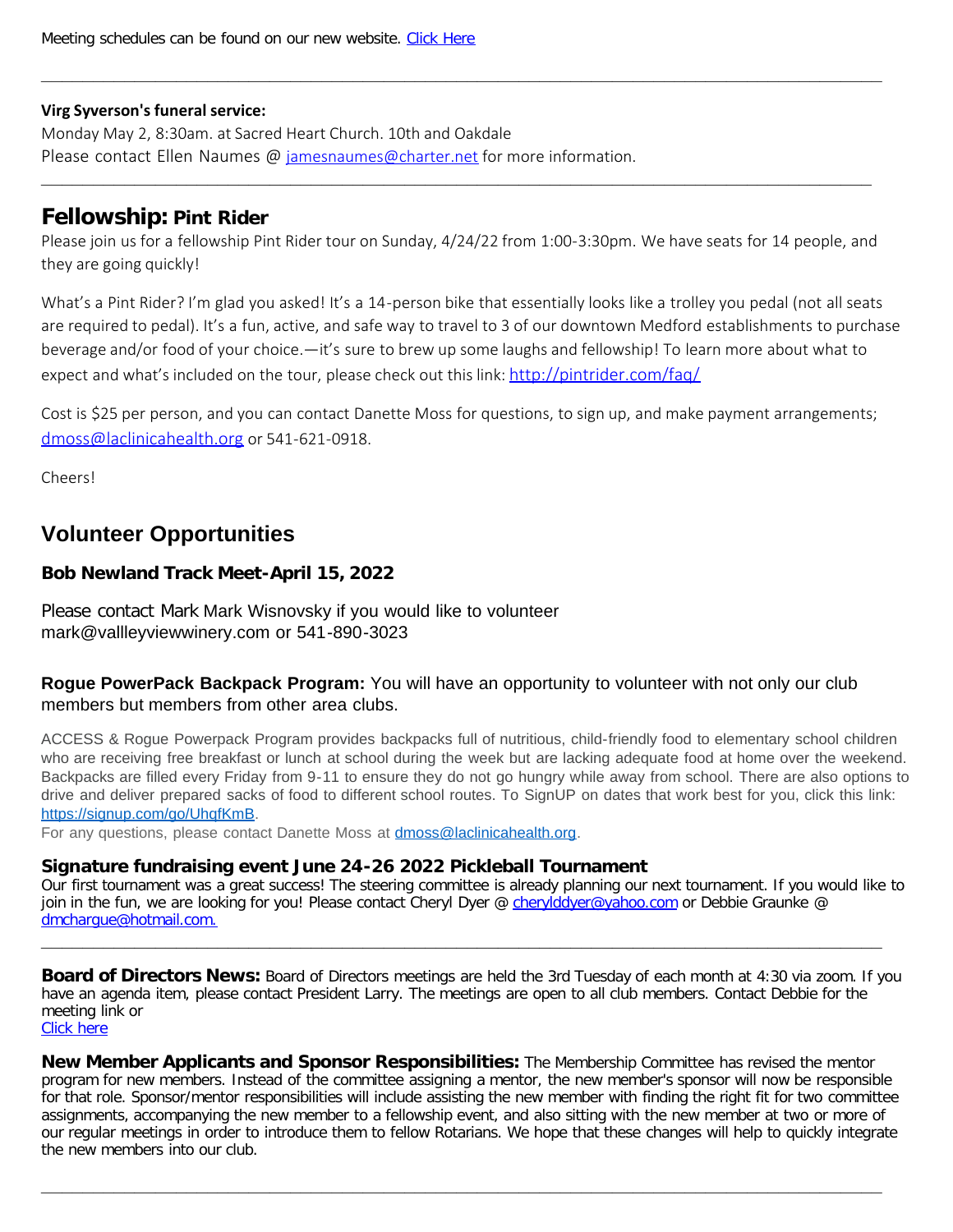Meeting schedules can be found on our new website. [Click Here]

---

**Virg Syverson's funeral service:**

Monday May 2, 8:30am. at Sacred Heart Church. 10th and Oakdale

Please contact Ellen Naumes @ jamesnaumes@charter.net for more information.

---

## Fellowship: Pint Rider

Please join us for a fellowship Pint Rider tour on Sunday, 4/24/22 from 1:00-3:30pm. We have seats for 14 people, and they are going quickly!

What's a Pint Rider? I'm glad you asked! It's a 14-person bike that essentially looks like a trolley you pedal (not all seats are required to pedal). It's a fun, active, and safe way to travel to 3 of our downtown Medford establishments to purchase beverage and/or food of your choice.—it's sure to brew up some laughs and fellowship! To learn more about what to expect and what's included on the tour, please check out this link: http://pintrider.com/faq/

Cost is $25 per person, and you can contact Danette Moss for questions, to sign up, and make payment arrangements; dmoss@laclinicahealth.org or 541-621-0918.

Cheers!

## Volunteer Opportunities

### Bob Newland Track Meet-April 15, 2022

Please contact Mark Mark Wisnovsky if you would like to volunteer mark@vallleyviewwinery.com or 541-890-3023

**Rogue PowerPack Backpack Program:** You will have an opportunity to volunteer with not only our club members but members from other area clubs.

ACCESS & Rogue Powerpack Program provides backpacks full of nutritious, child-friendly food to elementary school children who are receiving free breakfast or lunch at school during the week but are lacking adequate food at home over the weekend. Backpacks are filled every Friday from 9-11 to ensure they do not go hungry while away from school. There are also options to drive and deliver prepared sacks of food to different school routes. To SignUP on dates that work best for you, click this link: https://signup.com/go/UhqfKmB.

For any questions, please contact Danette Moss at dmoss@laclinicahealth.org.

**Signature fundraising event June 24-26 2022 Pickleball Tournament**

Our first tournament was a great success! The steering committee is already planning our next tournament. If you would like to join in the fun, we are looking for you! Please contact Cheryl Dyer @ cherylddyer@yahoo.com or Debbie Graunke @ dmchargue@hotmail.com.

---

**Board of Directors News:** Board of Directors meetings are held the 3rd Tuesday of each month at 4:30 via zoom. If you have an agenda item, please contact President Larry. The meetings are open to all club members. Contact Debbie for the meeting link or

[Click here]

**New Member Applicants and Sponsor Responsibilities:** The Membership Committee has revised the mentor program for new members. Instead of the committee assigning a mentor, the new member's sponsor will now be responsible for that role. Sponsor/mentor responsibilities will include assisting the new member with finding the right fit for two committee assignments, accompanying the new member to a fellowship event, and also sitting with the new member at two or more of our regular meetings in order to introduce them to fellow Rotarians. We hope that these changes will help to quickly integrate the new members into our club.

---